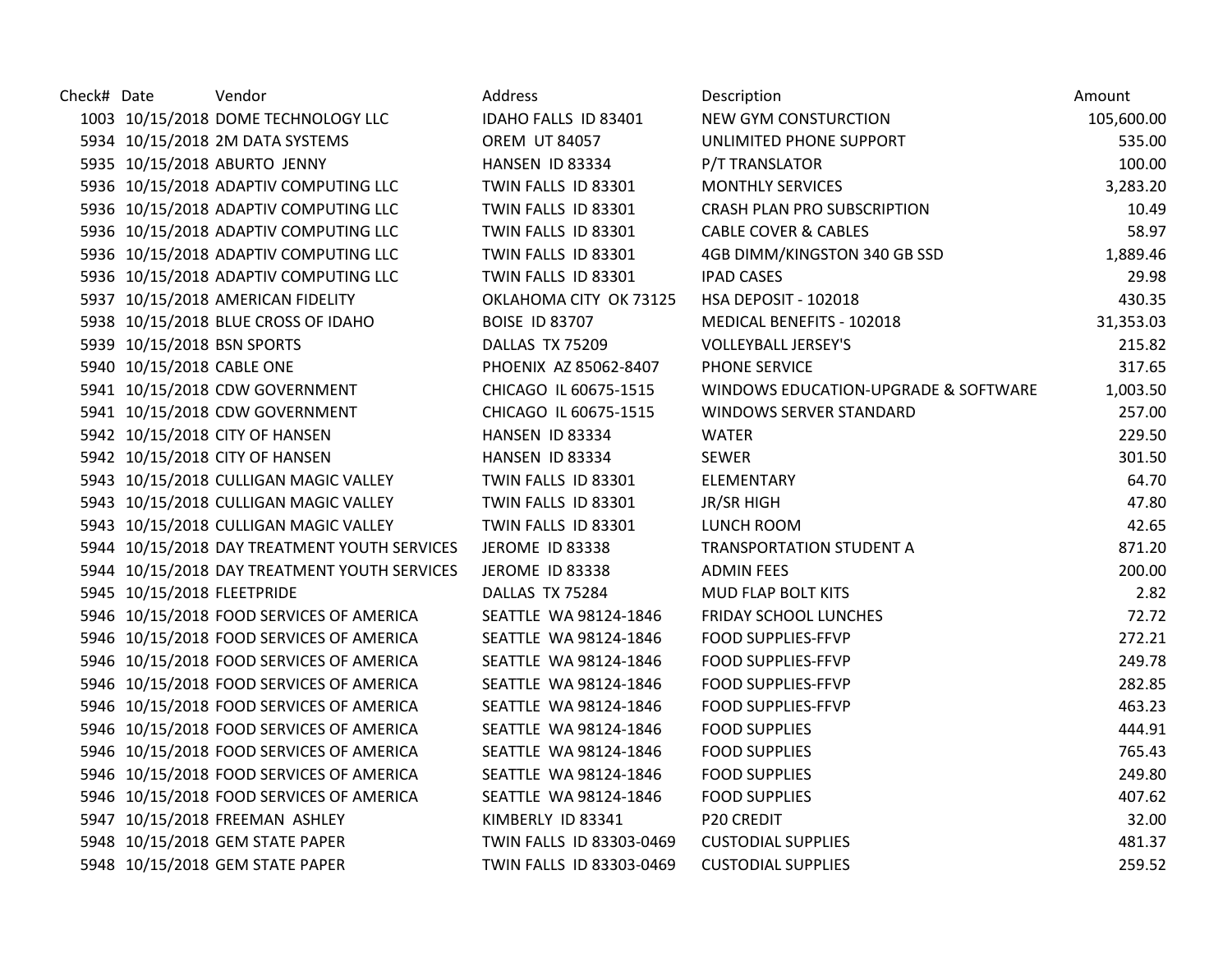| Check# | Date | Vendor | Address | Description | Amount |
|---|---|---|---|---|---|
| 1003 | 10/15/2018 | DOME TECHNOLOGY LLC | IDAHO FALLS ID 83401 | NEW GYM CONSTURCTION | 105,600.00 |
| 5934 | 10/15/2018 | 2M DATA SYSTEMS | OREM UT 84057 | UNLIMITED PHONE SUPPORT | 535.00 |
| 5935 | 10/15/2018 | ABURTO JENNY | HANSEN ID 83334 | P/T TRANSLATOR | 100.00 |
| 5936 | 10/15/2018 | ADAPTIV COMPUTING LLC | TWIN FALLS ID 83301 | MONTHLY SERVICES | 3,283.20 |
| 5936 | 10/15/2018 | ADAPTIV COMPUTING LLC | TWIN FALLS ID 83301 | CRASH PLAN PRO SUBSCRIPTION | 10.49 |
| 5936 | 10/15/2018 | ADAPTIV COMPUTING LLC | TWIN FALLS ID 83301 | CABLE COVER & CABLES | 58.97 |
| 5936 | 10/15/2018 | ADAPTIV COMPUTING LLC | TWIN FALLS ID 83301 | 4GB DIMM/KINGSTON 340 GB SSD | 1,889.46 |
| 5936 | 10/15/2018 | ADAPTIV COMPUTING LLC | TWIN FALLS ID 83301 | IPAD CASES | 29.98 |
| 5937 | 10/15/2018 | AMERICAN FIDELITY | OKLAHOMA CITY OK 73125 | HSA DEPOSIT - 102018 | 430.35 |
| 5938 | 10/15/2018 | BLUE CROSS OF IDAHO | BOISE ID 83707 | MEDICAL BENEFITS - 102018 | 31,353.03 |
| 5939 | 10/15/2018 | BSN SPORTS | DALLAS TX 75209 | VOLLEYBALL JERSEY'S | 215.82 |
| 5940 | 10/15/2018 | CABLE ONE | PHOENIX AZ 85062-8407 | PHONE SERVICE | 317.65 |
| 5941 | 10/15/2018 | CDW GOVERNMENT | CHICAGO IL 60675-1515 | WINDOWS EDUCATION-UPGRADE & SOFTWARE | 1,003.50 |
| 5941 | 10/15/2018 | CDW GOVERNMENT | CHICAGO IL 60675-1515 | WINDOWS SERVER STANDARD | 257.00 |
| 5942 | 10/15/2018 | CITY OF HANSEN | HANSEN ID 83334 | WATER | 229.50 |
| 5942 | 10/15/2018 | CITY OF HANSEN | HANSEN ID 83334 | SEWER | 301.50 |
| 5943 | 10/15/2018 | CULLIGAN MAGIC VALLEY | TWIN FALLS ID 83301 | ELEMENTARY | 64.70 |
| 5943 | 10/15/2018 | CULLIGAN MAGIC VALLEY | TWIN FALLS ID 83301 | JR/SR HIGH | 47.80 |
| 5943 | 10/15/2018 | CULLIGAN MAGIC VALLEY | TWIN FALLS ID 83301 | LUNCH ROOM | 42.65 |
| 5944 | 10/15/2018 | DAY TREATMENT YOUTH SERVICES | JEROME ID 83338 | TRANSPORTATION STUDENT A | 871.20 |
| 5944 | 10/15/2018 | DAY TREATMENT YOUTH SERVICES | JEROME ID 83338 | ADMIN FEES | 200.00 |
| 5945 | 10/15/2018 | FLEETPRIDE | DALLAS TX 75284 | MUD FLAP BOLT KITS | 2.82 |
| 5946 | 10/15/2018 | FOOD SERVICES OF AMERICA | SEATTLE WA 98124-1846 | FRIDAY SCHOOL LUNCHES | 72.72 |
| 5946 | 10/15/2018 | FOOD SERVICES OF AMERICA | SEATTLE WA 98124-1846 | FOOD SUPPLIES-FFVP | 272.21 |
| 5946 | 10/15/2018 | FOOD SERVICES OF AMERICA | SEATTLE WA 98124-1846 | FOOD SUPPLIES-FFVP | 249.78 |
| 5946 | 10/15/2018 | FOOD SERVICES OF AMERICA | SEATTLE WA 98124-1846 | FOOD SUPPLIES-FFVP | 282.85 |
| 5946 | 10/15/2018 | FOOD SERVICES OF AMERICA | SEATTLE WA 98124-1846 | FOOD SUPPLIES-FFVP | 463.23 |
| 5946 | 10/15/2018 | FOOD SERVICES OF AMERICA | SEATTLE WA 98124-1846 | FOOD SUPPLIES | 444.91 |
| 5946 | 10/15/2018 | FOOD SERVICES OF AMERICA | SEATTLE WA 98124-1846 | FOOD SUPPLIES | 765.43 |
| 5946 | 10/15/2018 | FOOD SERVICES OF AMERICA | SEATTLE WA 98124-1846 | FOOD SUPPLIES | 249.80 |
| 5946 | 10/15/2018 | FOOD SERVICES OF AMERICA | SEATTLE WA 98124-1846 | FOOD SUPPLIES | 407.62 |
| 5947 | 10/15/2018 | FREEMAN ASHLEY | KIMBERLY ID 83341 | P20 CREDIT | 32.00 |
| 5948 | 10/15/2018 | GEM STATE PAPER | TWIN FALLS ID 83303-0469 | CUSTODIAL SUPPLIES | 481.37 |
| 5948 | 10/15/2018 | GEM STATE PAPER | TWIN FALLS ID 83303-0469 | CUSTODIAL SUPPLIES | 259.52 |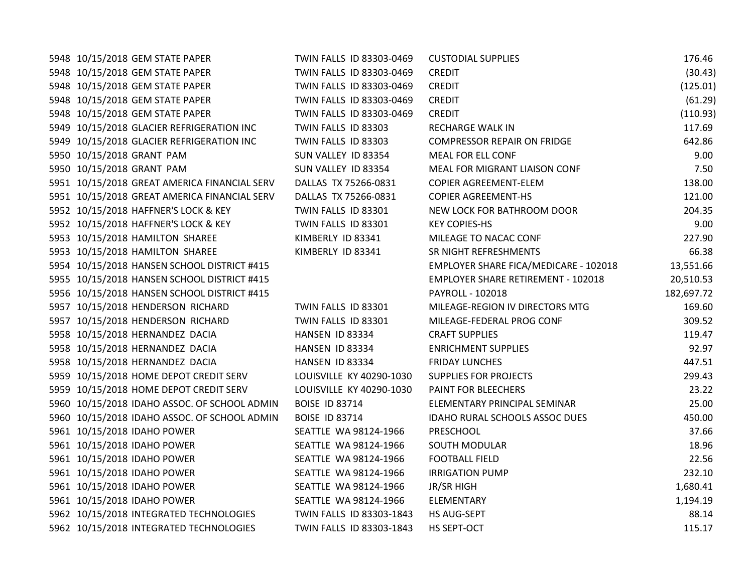| | | | | | |
|---|---|---|---|---|---|
| 5948 | 10/15/2018 | GEM STATE PAPER | TWIN FALLS ID 83303-0469 | CUSTODIAL SUPPLIES | 176.46 |
| 5948 | 10/15/2018 | GEM STATE PAPER | TWIN FALLS ID 83303-0469 | CREDIT | (30.43) |
| 5948 | 10/15/2018 | GEM STATE PAPER | TWIN FALLS ID 83303-0469 | CREDIT | (125.01) |
| 5948 | 10/15/2018 | GEM STATE PAPER | TWIN FALLS ID 83303-0469 | CREDIT | (61.29) |
| 5948 | 10/15/2018 | GEM STATE PAPER | TWIN FALLS ID 83303-0469 | CREDIT | (110.93) |
| 5949 | 10/15/2018 | GLACIER REFRIGERATION INC | TWIN FALLS ID 83303 | RECHARGE WALK IN | 117.69 |
| 5949 | 10/15/2018 | GLACIER REFRIGERATION INC | TWIN FALLS ID 83303 | COMPRESSOR REPAIR ON FRIDGE | 642.86 |
| 5950 | 10/15/2018 | GRANT PAM | SUN VALLEY ID 83354 | MEAL FOR ELL CONF | 9.00 |
| 5950 | 10/15/2018 | GRANT PAM | SUN VALLEY ID 83354 | MEAL FOR MIGRANT LIAISON CONF | 7.50 |
| 5951 | 10/15/2018 | GREAT AMERICA FINANCIAL SERV | DALLAS TX 75266-0831 | COPIER AGREEMENT-ELEM | 138.00 |
| 5951 | 10/15/2018 | GREAT AMERICA FINANCIAL SERV | DALLAS TX 75266-0831 | COPIER AGREEMENT-HS | 121.00 |
| 5952 | 10/15/2018 | HAFFNER'S LOCK & KEY | TWIN FALLS ID 83301 | NEW LOCK FOR BATHROOM DOOR | 204.35 |
| 5952 | 10/15/2018 | HAFFNER'S LOCK & KEY | TWIN FALLS ID 83301 | KEY COPIES-HS | 9.00 |
| 5953 | 10/15/2018 | HAMILTON SHAREE | KIMBERLY ID 83341 | MILEAGE TO NACAC CONF | 227.90 |
| 5953 | 10/15/2018 | HAMILTON SHAREE | KIMBERLY ID 83341 | SR NIGHT REFRESHMENTS | 66.38 |
| 5954 | 10/15/2018 | HANSEN SCHOOL DISTRICT #415 | | EMPLOYER SHARE FICA/MEDICARE - 102018 | 13,551.66 |
| 5955 | 10/15/2018 | HANSEN SCHOOL DISTRICT #415 | | EMPLOYER SHARE RETIREMENT - 102018 | 20,510.53 |
| 5956 | 10/15/2018 | HANSEN SCHOOL DISTRICT #415 | | PAYROLL - 102018 | 182,697.72 |
| 5957 | 10/15/2018 | HENDERSON RICHARD | TWIN FALLS ID 83301 | MILEAGE-REGION IV DIRECTORS MTG | 169.60 |
| 5957 | 10/15/2018 | HENDERSON RICHARD | TWIN FALLS ID 83301 | MILEAGE-FEDERAL PROG CONF | 309.52 |
| 5958 | 10/15/2018 | HERNANDEZ DACIA | HANSEN ID 83334 | CRAFT SUPPLIES | 119.47 |
| 5958 | 10/15/2018 | HERNANDEZ DACIA | HANSEN ID 83334 | ENRICHMENT SUPPLIES | 92.97 |
| 5958 | 10/15/2018 | HERNANDEZ DACIA | HANSEN ID 83334 | FRIDAY LUNCHES | 447.51 |
| 5959 | 10/15/2018 | HOME DEPOT CREDIT SERV | LOUISVILLE KY 40290-1030 | SUPPLIES FOR PROJECTS | 299.43 |
| 5959 | 10/15/2018 | HOME DEPOT CREDIT SERV | LOUISVILLE KY 40290-1030 | PAINT FOR BLEECHERS | 23.22 |
| 5960 | 10/15/2018 | IDAHO ASSOC. OF SCHOOL ADMIN | BOISE ID 83714 | ELEMENTARY PRINCIPAL SEMINAR | 25.00 |
| 5960 | 10/15/2018 | IDAHO ASSOC. OF SCHOOL ADMIN | BOISE ID 83714 | IDAHO RURAL SCHOOLS ASSOC DUES | 450.00 |
| 5961 | 10/15/2018 | IDAHO POWER | SEATTLE WA 98124-1966 | PRESCHOOL | 37.66 |
| 5961 | 10/15/2018 | IDAHO POWER | SEATTLE WA 98124-1966 | SOUTH MODULAR | 18.96 |
| 5961 | 10/15/2018 | IDAHO POWER | SEATTLE WA 98124-1966 | FOOTBALL FIELD | 22.56 |
| 5961 | 10/15/2018 | IDAHO POWER | SEATTLE WA 98124-1966 | IRRIGATION PUMP | 232.10 |
| 5961 | 10/15/2018 | IDAHO POWER | SEATTLE WA 98124-1966 | JR/SR HIGH | 1,680.41 |
| 5961 | 10/15/2018 | IDAHO POWER | SEATTLE WA 98124-1966 | ELEMENTARY | 1,194.19 |
| 5962 | 10/15/2018 | INTEGRATED TECHNOLOGIES | TWIN FALLS ID 83303-1843 | HS AUG-SEPT | 88.14 |
| 5962 | 10/15/2018 | INTEGRATED TECHNOLOGIES | TWIN FALLS ID 83303-1843 | HS SEPT-OCT | 115.17 |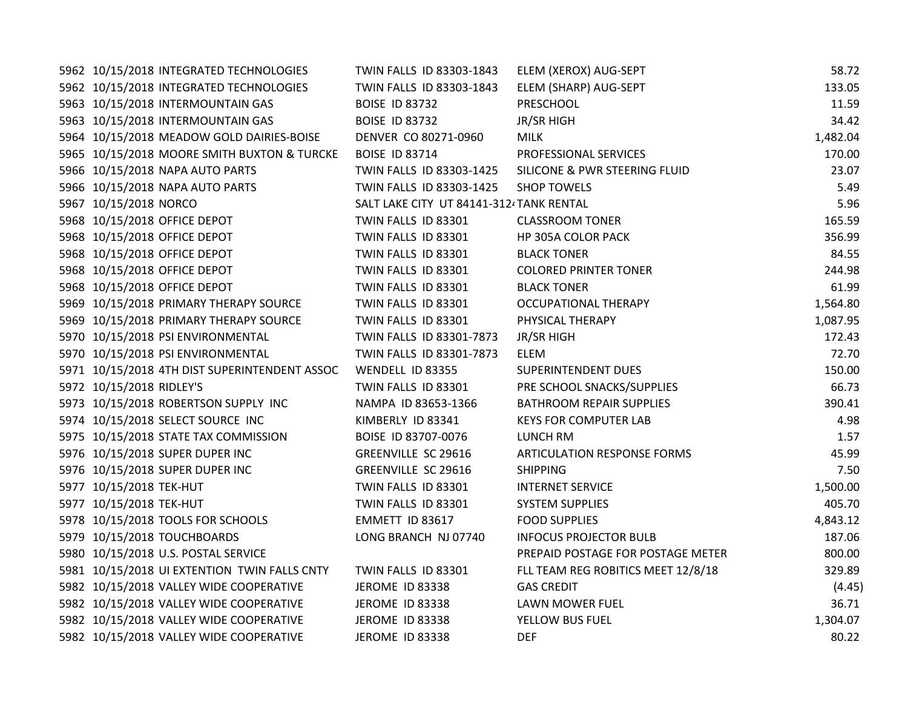| | | | | | |
|---|---|---|---|---|---|
| 5962 | 10/15/2018 | INTEGRATED TECHNOLOGIES | TWIN FALLS ID 83303-1843 | ELEM (XEROX) AUG-SEPT | 58.72 |
| 5962 | 10/15/2018 | INTEGRATED TECHNOLOGIES | TWIN FALLS ID 83303-1843 | ELEM (SHARP) AUG-SEPT | 133.05 |
| 5963 | 10/15/2018 | INTERMOUNTAIN GAS | BOISE ID 83732 | PRESCHOOL | 11.59 |
| 5963 | 10/15/2018 | INTERMOUNTAIN GAS | BOISE ID 83732 | JR/SR HIGH | 34.42 |
| 5964 | 10/15/2018 | MEADOW GOLD DAIRIES-BOISE | DENVER CO 80271-0960 | MILK | 1,482.04 |
| 5965 | 10/15/2018 | MOORE SMITH BUXTON & TURCKE | BOISE ID 83714 | PROFESSIONAL SERVICES | 170.00 |
| 5966 | 10/15/2018 | NAPA AUTO PARTS | TWIN FALLS ID 83303-1425 | SILICONE & PWR STEERING FLUID | 23.07 |
| 5966 | 10/15/2018 | NAPA AUTO PARTS | TWIN FALLS ID 83303-1425 | SHOP TOWELS | 5.49 |
| 5967 | 10/15/2018 | NORCO | SALT LAKE CITY UT 84141-312 | TANK RENTAL | 5.96 |
| 5968 | 10/15/2018 | OFFICE DEPOT | TWIN FALLS ID 83301 | CLASSROOM TONER | 165.59 |
| 5968 | 10/15/2018 | OFFICE DEPOT | TWIN FALLS ID 83301 | HP 305A COLOR PACK | 356.99 |
| 5968 | 10/15/2018 | OFFICE DEPOT | TWIN FALLS ID 83301 | BLACK TONER | 84.55 |
| 5968 | 10/15/2018 | OFFICE DEPOT | TWIN FALLS ID 83301 | COLORED PRINTER TONER | 244.98 |
| 5968 | 10/15/2018 | OFFICE DEPOT | TWIN FALLS ID 83301 | BLACK TONER | 61.99 |
| 5969 | 10/15/2018 | PRIMARY THERAPY SOURCE | TWIN FALLS ID 83301 | OCCUPATIONAL THERAPY | 1,564.80 |
| 5969 | 10/15/2018 | PRIMARY THERAPY SOURCE | TWIN FALLS ID 83301 | PHYSICAL THERAPY | 1,087.95 |
| 5970 | 10/15/2018 | PSI ENVIRONMENTAL | TWIN FALLS ID 83301-7873 | JR/SR HIGH | 172.43 |
| 5970 | 10/15/2018 | PSI ENVIRONMENTAL | TWIN FALLS ID 83301-7873 | ELEM | 72.70 |
| 5971 | 10/15/2018 | 4TH DIST SUPERINTENDENT ASSOC | WENDELL ID 83355 | SUPERINTENDENT DUES | 150.00 |
| 5972 | 10/15/2018 | RIDLEY'S | TWIN FALLS ID 83301 | PRE SCHOOL SNACKS/SUPPLIES | 66.73 |
| 5973 | 10/15/2018 | ROBERTSON SUPPLY INC | NAMPA ID 83653-1366 | BATHROOM REPAIR SUPPLIES | 390.41 |
| 5974 | 10/15/2018 | SELECT SOURCE INC | KIMBERLY ID 83341 | KEYS FOR COMPUTER LAB | 4.98 |
| 5975 | 10/15/2018 | STATE TAX COMMISSION | BOISE ID 83707-0076 | LUNCH RM | 1.57 |
| 5976 | 10/15/2018 | SUPER DUPER INC | GREENVILLE SC 29616 | ARTICULATION RESPONSE FORMS | 45.99 |
| 5976 | 10/15/2018 | SUPER DUPER INC | GREENVILLE SC 29616 | SHIPPING | 7.50 |
| 5977 | 10/15/2018 | TEK-HUT | TWIN FALLS ID 83301 | INTERNET SERVICE | 1,500.00 |
| 5977 | 10/15/2018 | TEK-HUT | TWIN FALLS ID 83301 | SYSTEM SUPPLIES | 405.70 |
| 5978 | 10/15/2018 | TOOLS FOR SCHOOLS | EMMETT ID 83617 | FOOD SUPPLIES | 4,843.12 |
| 5979 | 10/15/2018 | TOUCHBOARDS | LONG BRANCH NJ 07740 | INFOCUS PROJECTOR BULB | 187.06 |
| 5980 | 10/15/2018 | U.S. POSTAL SERVICE | | PREPAID POSTAGE FOR POSTAGE METER | 800.00 |
| 5981 | 10/15/2018 | UI EXTENTION TWIN FALLS CNTY | TWIN FALLS ID 83301 | FLL TEAM REG ROBITICS MEET 12/8/18 | 329.89 |
| 5982 | 10/15/2018 | VALLEY WIDE COOPERATIVE | JEROME ID 83338 | GAS CREDIT | (4.45) |
| 5982 | 10/15/2018 | VALLEY WIDE COOPERATIVE | JEROME ID 83338 | LAWN MOWER FUEL | 36.71 |
| 5982 | 10/15/2018 | VALLEY WIDE COOPERATIVE | JEROME ID 83338 | YELLOW BUS FUEL | 1,304.07 |
| 5982 | 10/15/2018 | VALLEY WIDE COOPERATIVE | JEROME ID 83338 | DEF | 80.22 |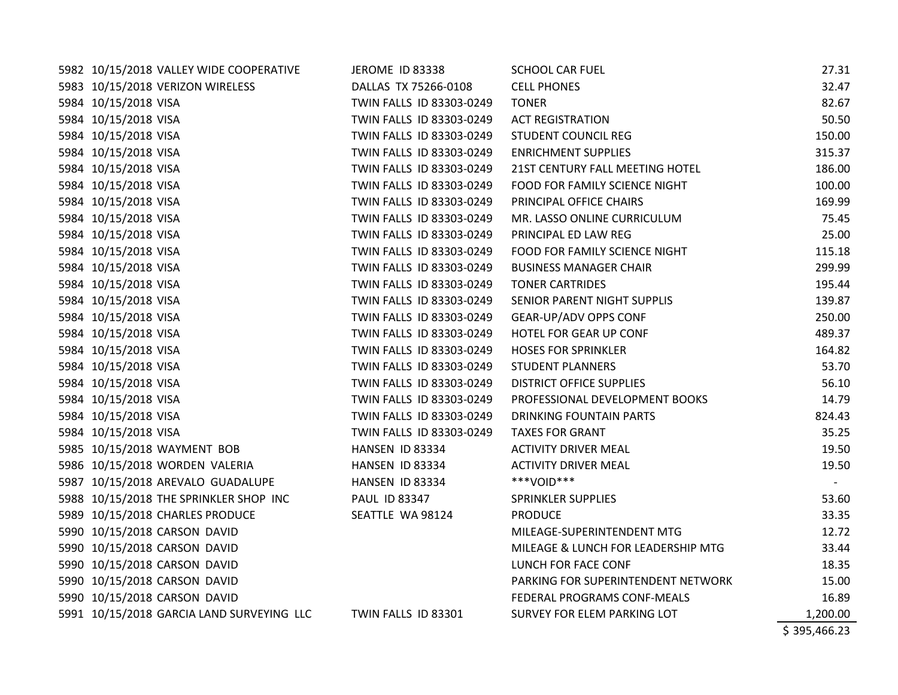| | | | | | |
|---|---|---|---|---|---|
| 5982 | 10/15/2018 | VALLEY WIDE COOPERATIVE | JEROME ID 83338 | SCHOOL CAR FUEL | 27.31 |
| 5983 | 10/15/2018 | VERIZON WIRELESS | DALLAS TX 75266-0108 | CELL PHONES | 32.47 |
| 5984 | 10/15/2018 | VISA | TWIN FALLS ID 83303-0249 | TONER | 82.67 |
| 5984 | 10/15/2018 | VISA | TWIN FALLS ID 83303-0249 | ACT REGISTRATION | 50.50 |
| 5984 | 10/15/2018 | VISA | TWIN FALLS ID 83303-0249 | STUDENT COUNCIL REG | 150.00 |
| 5984 | 10/15/2018 | VISA | TWIN FALLS ID 83303-0249 | ENRICHMENT SUPPLIES | 315.37 |
| 5984 | 10/15/2018 | VISA | TWIN FALLS ID 83303-0249 | 21ST CENTURY FALL MEETING HOTEL | 186.00 |
| 5984 | 10/15/2018 | VISA | TWIN FALLS ID 83303-0249 | FOOD FOR FAMILY SCIENCE NIGHT | 100.00 |
| 5984 | 10/15/2018 | VISA | TWIN FALLS ID 83303-0249 | PRINCIPAL OFFICE CHAIRS | 169.99 |
| 5984 | 10/15/2018 | VISA | TWIN FALLS ID 83303-0249 | MR. LASSO ONLINE CURRICULUM | 75.45 |
| 5984 | 10/15/2018 | VISA | TWIN FALLS ID 83303-0249 | PRINCIPAL ED LAW REG | 25.00 |
| 5984 | 10/15/2018 | VISA | TWIN FALLS ID 83303-0249 | FOOD FOR FAMILY SCIENCE NIGHT | 115.18 |
| 5984 | 10/15/2018 | VISA | TWIN FALLS ID 83303-0249 | BUSINESS MANAGER CHAIR | 299.99 |
| 5984 | 10/15/2018 | VISA | TWIN FALLS ID 83303-0249 | TONER CARTRIDES | 195.44 |
| 5984 | 10/15/2018 | VISA | TWIN FALLS ID 83303-0249 | SENIOR PARENT NIGHT SUPPLIS | 139.87 |
| 5984 | 10/15/2018 | VISA | TWIN FALLS ID 83303-0249 | GEAR-UP/ADV OPPS CONF | 250.00 |
| 5984 | 10/15/2018 | VISA | TWIN FALLS ID 83303-0249 | HOTEL FOR GEAR UP CONF | 489.37 |
| 5984 | 10/15/2018 | VISA | TWIN FALLS ID 83303-0249 | HOSES FOR SPRINKLER | 164.82 |
| 5984 | 10/15/2018 | VISA | TWIN FALLS ID 83303-0249 | STUDENT PLANNERS | 53.70 |
| 5984 | 10/15/2018 | VISA | TWIN FALLS ID 83303-0249 | DISTRICT OFFICE SUPPLIES | 56.10 |
| 5984 | 10/15/2018 | VISA | TWIN FALLS ID 83303-0249 | PROFESSIONAL DEVELOPMENT BOOKS | 14.79 |
| 5984 | 10/15/2018 | VISA | TWIN FALLS ID 83303-0249 | DRINKING FOUNTAIN PARTS | 824.43 |
| 5984 | 10/15/2018 | VISA | TWIN FALLS ID 83303-0249 | TAXES FOR GRANT | 35.25 |
| 5985 | 10/15/2018 | WAYMENT BOB | HANSEN ID 83334 | ACTIVITY DRIVER MEAL | 19.50 |
| 5986 | 10/15/2018 | WORDEN VALERIA | HANSEN ID 83334 | ACTIVITY DRIVER MEAL | 19.50 |
| 5987 | 10/15/2018 | AREVALO GUADALUPE | HANSEN ID 83334 | ***VOID*** | - |
| 5988 | 10/15/2018 | THE SPRINKLER SHOP INC | PAUL ID 83347 | SPRINKLER SUPPLIES | 53.60 |
| 5989 | 10/15/2018 | CHARLES PRODUCE | SEATTLE WA 98124 | PRODUCE | 33.35 |
| 5990 | 10/15/2018 | CARSON DAVID | | MILEAGE-SUPERINTENDENT MTG | 12.72 |
| 5990 | 10/15/2018 | CARSON DAVID | | MILEAGE & LUNCH FOR LEADERSHIP MTG | 33.44 |
| 5990 | 10/15/2018 | CARSON DAVID | | LUNCH FOR FACE CONF | 18.35 |
| 5990 | 10/15/2018 | CARSON DAVID | | PARKING FOR SUPERINTENDENT NETWORK | 15.00 |
| 5990 | 10/15/2018 | CARSON DAVID | | FEDERAL PROGRAMS CONF-MEALS | 16.89 |
| 5991 | 10/15/2018 | GARCIA LAND SURVEYING LLC | TWIN FALLS ID 83301 | SURVEY FOR ELEM PARKING LOT | 1,200.00 |
| | | | | | $ 395,466.23 |